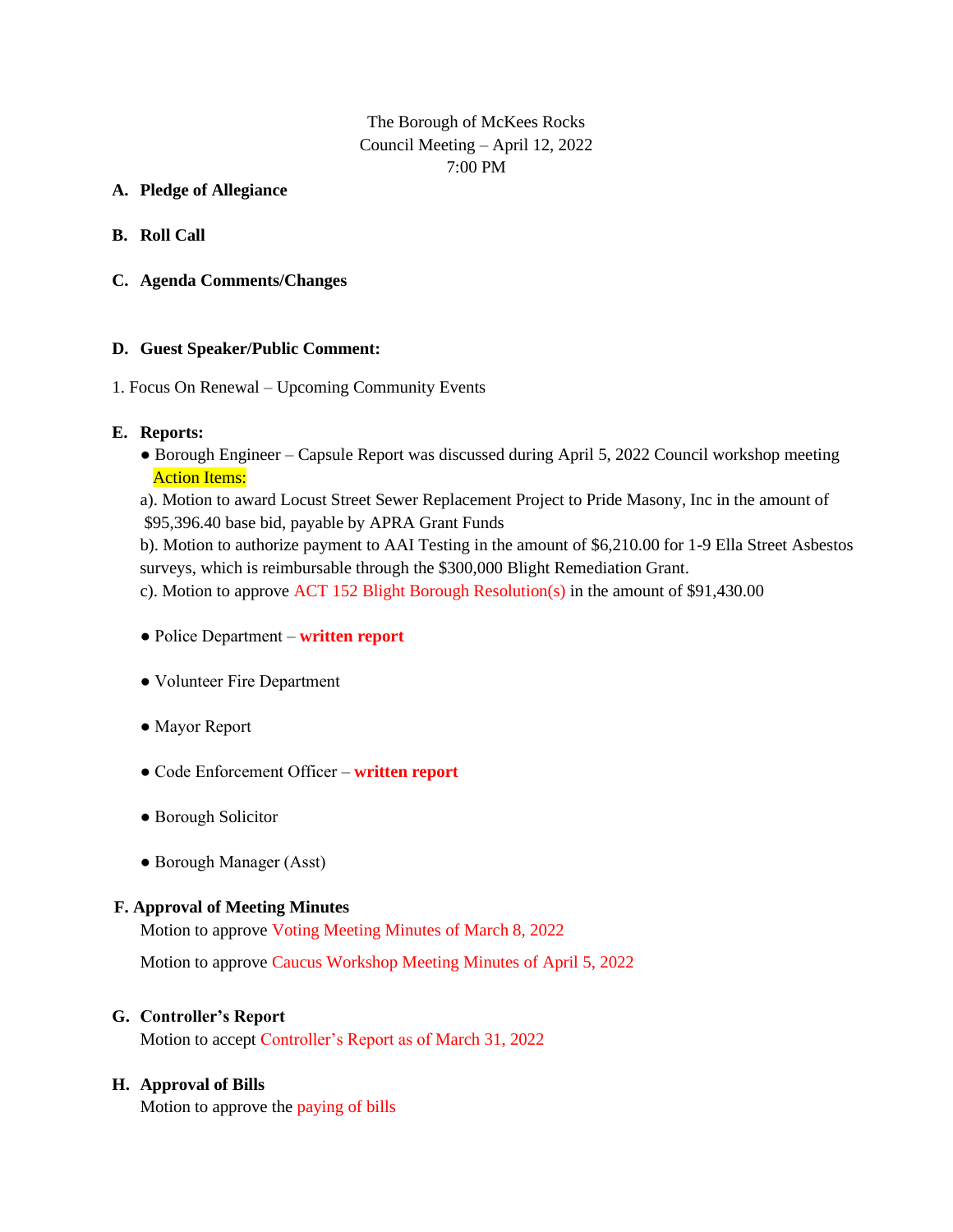The Borough of McKees Rocks
Council Meeting – April 12, 2022
7:00 PM

**A. Pledge of Allegiance**

**B. Roll Call**

**C. Agenda Comments/Changes**

**D. Guest Speaker/Public Comment:**

1. Focus On Renewal – Upcoming Community Events

**E. Reports:**

- Borough Engineer – Capsule Report was discussed during April 5, 2022 Council workshop meeting
  Action Items:
  a). Motion to award Locust Street Sewer Replacement Project to Pride Masony, Inc in the amount of $95,396.40 base bid, payable by APRA Grant Funds
  b). Motion to authorize payment to AAI Testing in the amount of $6,210.00 for 1-9 Ella Street Asbestos surveys, which is reimbursable through the $300,000 Blight Remediation Grant.
  c). Motion to approve ACT 152 Blight Borough Resolution(s) in the amount of $91,430.00

- Police Department – **written report**

- Volunteer Fire Department

- Mayor Report

- Code Enforcement Officer – **written report**

- Borough Solicitor

- Borough Manager (Asst)

**F. Approval of Meeting Minutes**

Motion to approve Voting Meeting Minutes of March 8, 2022

Motion to approve Caucus Workshop Meeting Minutes of April 5, 2022

**G. Controller's Report**

Motion to accept Controller's Report as of March 31, 2022

**H. Approval of Bills**

Motion to approve the paying of bills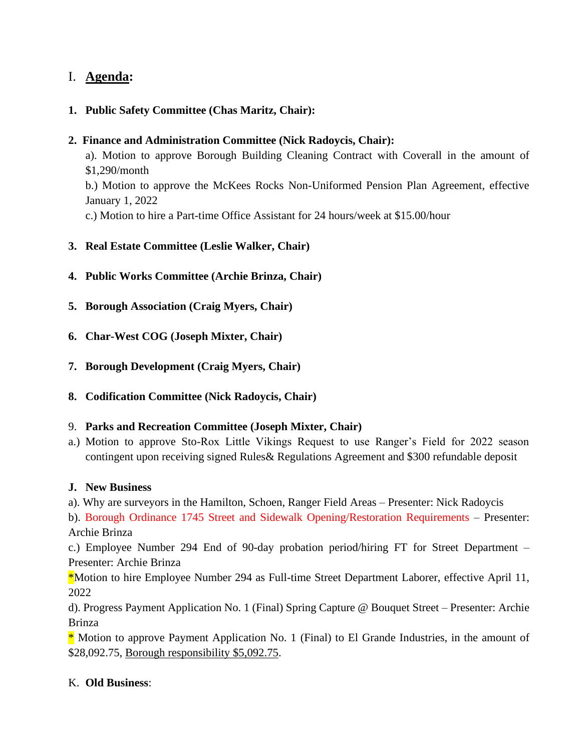## I. **Agenda:**

**1. Public Safety Committee (Chas Maritz, Chair):**

**2. Finance and Administration Committee (Nick Radoycis, Chair):**

a). Motion to approve Borough Building Cleaning Contract with Coverall in the amount of $1,290/month

b.) Motion to approve the McKees Rocks Non-Uniformed Pension Plan Agreement, effective January 1, 2022

c.) Motion to hire a Part-time Office Assistant for 24 hours/week at $15.00/hour

**3. Real Estate Committee (Leslie Walker, Chair)**

**4. Public Works Committee (Archie Brinza, Chair)**

**5. Borough Association (Craig Myers, Chair)**

**6. Char-West COG (Joseph Mixter, Chair)**

**7. Borough Development (Craig Myers, Chair)**

**8. Codification Committee (Nick Radoycis, Chair)**

9. **Parks and Recreation Committee (Joseph Mixter, Chair)**

a.) Motion to approve Sto-Rox Little Vikings Request to use Ranger's Field for 2022 season contingent upon receiving signed Rules& Regulations Agreement and $300 refundable deposit

### J. New Business

a). Why are surveyors in the Hamilton, Schoen, Ranger Field Areas – Presenter: Nick Radoycis

b). Borough Ordinance 1745 Street and Sidewalk Opening/Restoration Requirements – Presenter: Archie Brinza

c.) Employee Number 294 End of 90-day probation period/hiring FT for Street Department – Presenter: Archie Brinza

*Motion to hire Employee Number 294 as Full-time Street Department Laborer, effective April 11, 2022

d). Progress Payment Application No. 1 (Final) Spring Capture @ Bouquet Street – Presenter: Archie Brinza

* Motion to approve Payment Application No. 1 (Final) to El Grande Industries, in the amount of $28,092.75, <u>Borough responsibility $5,092.75</u>.

K. **Old Business**: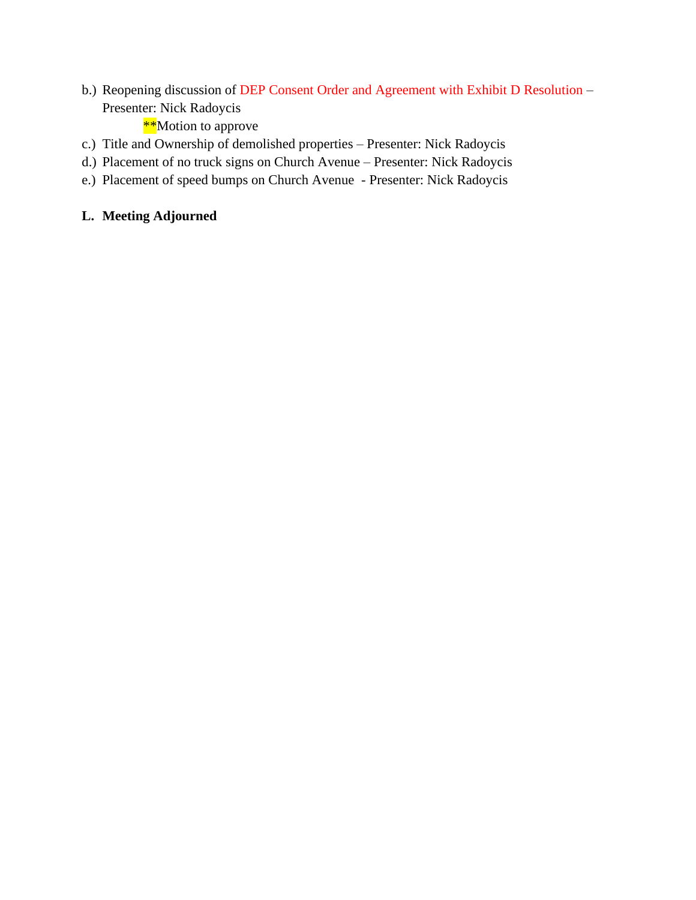b.) Reopening discussion of DEP Consent Order and Agreement with Exhibit D Resolution – Presenter: Nick Radoycis

**Motion to approve

c.) Title and Ownership of demolished properties – Presenter: Nick Radoycis

d.) Placement of no truck signs on Church Avenue – Presenter: Nick Radoycis

e.) Placement of speed bumps on Church Avenue - Presenter: Nick Radoycis

**L. Meeting Adjourned**